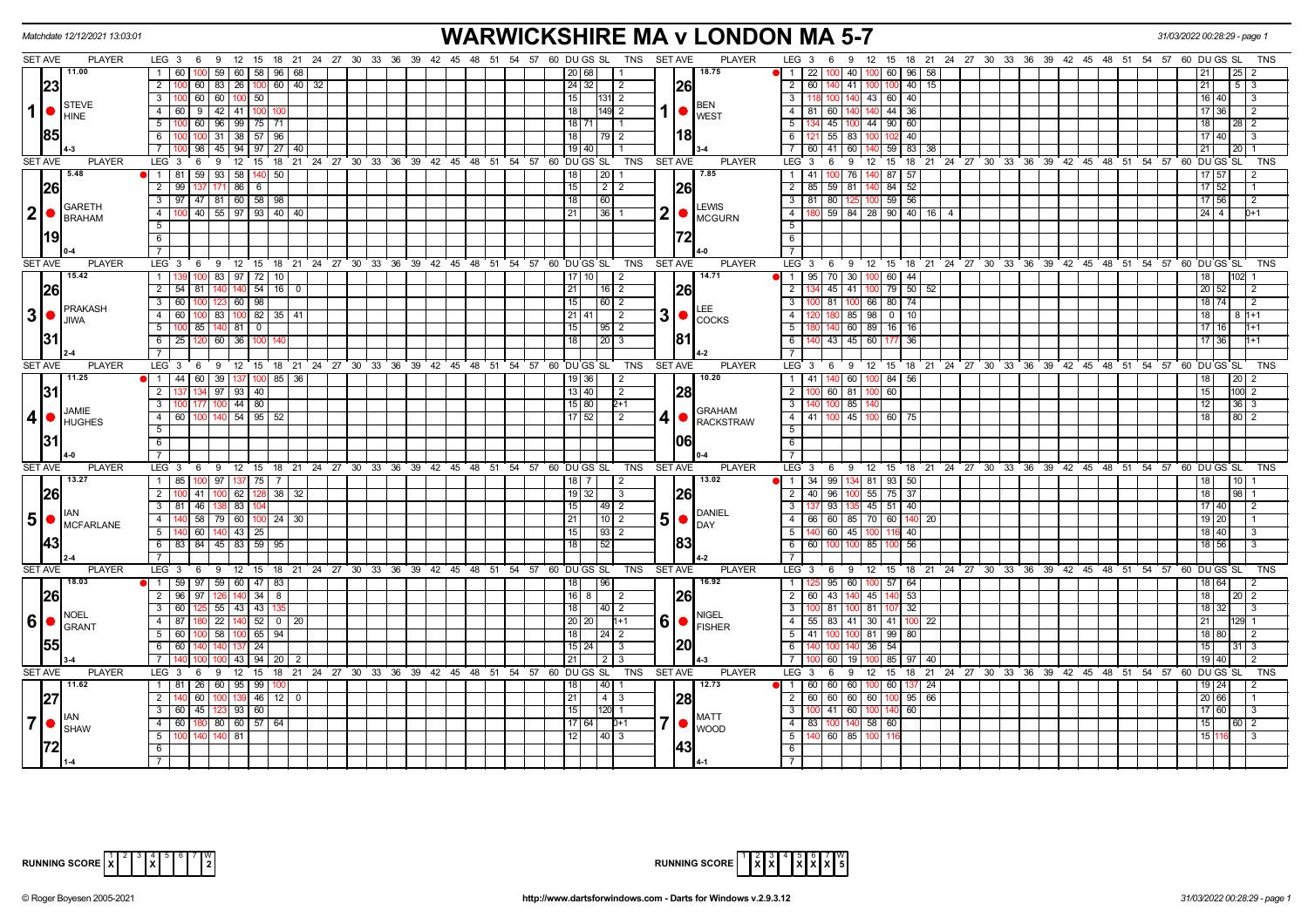Matchdate 12/12/2021 13:03:01

# WARWICKSHIRE MA v LONDON MA 5-7

31/03/2022 00:28:29 - page 1

| SET AVE | PLAYER | LEG | 3 | 6 | 9 | 12 | 15 | 18 | 21 | 24 | DU | GS | SL | TNS | SET AVE | PLAYER | LEG | 3 | 6 | 9 | 12 | 15 | 18 | 21 | 24 | DU | GS | SL | TNS |
|---|---|---|---|---|---|---|---|---|---|---|---|---|---|---|---|---|---|---|---|---|---|---|---|---|---|---|---|---|---|
| 11.00 | 1 STEVE HINE | 1 | 60 | 100 | 59 | 60 | 58 | 96 | 68 | | 20 | 68 | | 1 | 18.75 | 1 BEN WEST | 1 | 22 | 100 | 40 | 100 | 60 | 96 | 58 | | 21 | | 25 | 2 |
| 23.85 | | 2 | 100 | 60 | 83 | 26 | 100 | 60 | 40 | 32 | 24 | 32 | | 2 | 26.18 | | 2 | 60 | 140 | 41 | 100 | 100 | 40 | 15 | | 21 | | 5 | 3 |
| | | 3 | 100 | 60 | 60 | 100 | 50 | | | | 15 | | 131 | 2 | | | 3 | 118 | 100 | 140 | 43 | 60 | 40 | | | 16 | 40 | | 3 |
| | | 4 | 60 | 9 | 42 | 41 | 100 | 100 | | | 18 | | 149 | 2 | | | 4 | 81 | 60 | 140 | 140 | 44 | 36 | | | 17 | 36 | | 2 |
| | | 5 | 100 | 60 | 96 | 99 | 75 | 71 | | | 18 | 71 | | 1 | | | 5 | 134 | 45 | 100 | 44 | 90 | 60 | | | 18 | | 28 | 2 |
| | | 6 | 100 | 100 | 31 | 38 | 57 | 96 | | | 18 | | 79 | 2 | | | 6 | 121 | 55 | 83 | 100 | 102 | 40 | | | 17 | 40 | | 3 |
| | 4-3 | 7 | 100 | 98 | 45 | 94 | 97 | 27 | 40 | | 19 | 40 | | 1 | | 3-4 | 7 | 60 | 41 | 60 | 140 | 59 | 83 | 38 | | 21 | | 20 | 1 |
| 5.48 | 2 GARETH BRAHAM | 1 | 81 | 59 | 93 | 58 | 140 | 50 | | | 18 | | 20 | 1 | 7.85 | 2 LEWIS MCGURN | 1 | 41 | 100 | 76 | 140 | 87 | 57 | | | 17 | 57 | | 2 |
| 26.19 | | 2 | 99 | 137 | 171 | 86 | 6 | | | | 15 | | 2 | 2 | 26.72 | | 2 | 85 | 59 | 81 | 140 | 84 | 52 | | | 17 | 52 | | 1 |
| | | 3 | 97 | 47 | 81 | 60 | 58 | 98 | | | 18 | | 60 | | | | 3 | 81 | 80 | 125 | 100 | 59 | 56 | | | 17 | 56 | | 2 |
| | 0-4 | 4 | 100 | 40 | 55 | 97 | 93 | 40 | 40 | | 21 | | 36 | 1 | | 4-0 | 4 | 180 | 59 | 84 | 28 | 90 | 40 | 16 | 4 | 24 | 4 | | 0+1 |
| 15.42 | 3 PRAKASH JIWA | 1 | 139 | 100 | 83 | 97 | 72 | 10 | | | 17 | 10 | | 2 | 14.71 | 3 LEE COCKS | 1 | 95 | 70 | 30 | 100 | 60 | 44 | | | 18 | | 102 | 1 |
| 26.31 | | 2 | 54 | 81 | 140 | 140 | 54 | 16 | 0 | | 21 | | 16 | 2 | 26.81 | | 2 | 134 | 45 | 41 | 100 | 79 | 50 | 52 | | 20 | 52 | | 2 |
| | | 3 | 60 | 100 | 123 | 60 | 98 | | | | 15 | | 60 | 2 | | | 3 | 100 | 81 | 100 | 66 | 80 | 74 | | | 18 | 74 | | 2 |
| | | 4 | 60 | 100 | 83 | 100 | 82 | 35 | 41 | | 21 | 41 | | 2 | | | 4 | 120 | 180 | 85 | 98 | 0 | 10 | | | 18 | | 8 | 1+1 |
| | | 5 | 100 | 85 | 140 | 81 | 0 | | | | 15 | | 95 | 2 | | | 5 | 180 | 140 | 60 | 89 | 16 | 16 | | | 17 | 16 | | 1+1 |
| | 2-4 | 6 | 25 | 120 | 60 | 36 | 100 | 140 | | | 18 | | 20 | 3 | | 4-2 | 6 | 140 | 43 | 45 | 60 | 177 | 36 | | | 17 | 36 | | 1+1 |
| 11.25 | 4 JAMIE HUGHES | 1 | 44 | 60 | 39 | 137 | 100 | 85 | 36 | | 19 | 36 | | 2 | 10.20 | 4 GRAHAM RACKSTRAW | 1 | 41 | 140 | 60 | 100 | 84 | 56 | | | 18 | | 20 | 2 |
| 31.31 | | 2 | 137 | 134 | 97 | 93 | 40 | | | | 13 | 40 | | 2 | 28.06 | | 2 | 100 | 60 | 81 | 100 | 60 | | | | 15 | | 100 | 2 |
| | | 3 | 100 | 177 | 100 | 44 | 80 | | | | 15 | 80 | | 2+1 | | | 3 | 140 | 100 | 85 | 140 | | | | | 12 | | 36 | 3 |
| | 4-0 | 4 | 60 | 100 | 140 | 54 | 95 | 52 | | | 17 | 52 | | 2 | | 0-4 | 4 | 41 | 100 | 45 | 100 | 60 | 75 | | | 18 | | 80 | 2 |
| 13.27 | 5 IAN MCFARLANE | 1 | 85 | 100 | 97 | 137 | 75 | 7 | | | 18 | 7 | | 2 | 13.02 | 5 DANIEL DAY | 1 | 34 | 99 | 134 | 81 | 93 | 50 | | | 18 | | 10 | 1 |
| 26.43 | | 2 | 100 | 41 | 100 | 62 | 128 | 38 | 32 | | 19 | 32 | | 3 | 26.83 | | 2 | 40 | 96 | 100 | 55 | 75 | 37 | | | 18 | | 98 | 1 |
| | | 3 | 81 | 46 | 138 | 83 | 104 | | | | 15 | | 49 | 2 | | | 3 | 137 | 93 | 135 | 45 | 51 | 40 | | | 17 | 40 | | 2 |
| | | 4 | 140 | 58 | 79 | 60 | 100 | 24 | 30 | | 21 | | 10 | 2 | | | 4 | 66 | 60 | 85 | 70 | 60 | 140 | 20 | | 19 | 20 | | 1 |
| | | 5 | 140 | 60 | 140 | 43 | 25 | | | | 15 | | 93 | 2 | | | 5 | 140 | 60 | 45 | 100 | 116 | 40 | | | 18 | 40 | | 3 |
| | 2-4 | 6 | 83 | 84 | 45 | 83 | 59 | 95 | | | 18 | | 52 | | | 4-2 | 6 | 60 | 100 | 100 | 85 | 100 | 56 | | | 18 | 56 | | 3 |
| 18.03 | 6 NOEL GRANT | 1 | 59 | 97 | 59 | 60 | 47 | 83 | | | 18 | | 96 | | 16.92 | 6 NIGEL FISHER | 1 | 125 | 95 | 60 | 100 | 57 | 64 | | | 18 | 64 | | 2 |
| 26.55 | | 2 | 96 | 97 | 126 | 140 | 34 | 8 | | | 16 | 8 | | 2 | 26.20 | | 2 | 60 | 43 | 140 | 45 | 140 | 53 | | | 18 | | 20 | 2 |
| | | 3 | 60 | 125 | 55 | 43 | 43 | 135 | | | 18 | | 40 | 2 | | | 3 | 100 | 81 | 100 | 81 | 107 | 32 | | | 18 | 32 | | 3 |
| | | 4 | 87 | 180 | 22 | 140 | 52 | 0 | 20 | | 20 | 20 | | 1+1 | | | 4 | 55 | 83 | 41 | 30 | 41 | 100 | 22 | | 21 | | 129 | 1 |
| | | 5 | 60 | 100 | 58 | 100 | 65 | 94 | | | 18 | | 24 | 2 | | | 5 | 41 | 100 | 100 | 81 | 99 | 80 | | | 18 | 80 | | 2 |
| | | 6 | 60 | 140 | 140 | 137 | 24 | | | | 15 | 24 | | 3 | | | 6 | 140 | 100 | 140 | 36 | 54 | | | | 15 | | 31 | 3 |
| | 3-4 | 7 | 140 | 100 | 100 | 43 | 94 | 20 | 2 | | 21 | | 2 | 3 | | 4-3 | 7 | 100 | 60 | 19 | 100 | 85 | 97 | 40 | | 19 | 40 | | 2 |
| 11.62 | 7 IAN SHAW | 1 | 81 | 26 | 60 | 95 | 99 | 100 | | | 18 | | 40 | 1 | 12.73 | 7 MATT WOOD | 1 | 60 | 60 | 60 | 100 | 60 | 137 | 24 | | 19 | 24 | | 2 |
| 27.72 | | 2 | 140 | 60 | 100 | 139 | 46 | 12 | 0 | | 21 | | 4 | 3 | 28.43 | | 2 | 60 | 60 | 60 | 60 | 100 | 95 | 66 | | 20 | 66 | | 1 |
| | | 3 | 60 | 45 | 123 | 93 | 60 | | | | 15 | | 120 | 1 | | | 3 | 100 | 41 | 60 | 100 | 140 | 60 | | | 17 | 60 | | 3 |
| | | 4 | 60 | 180 | 80 | 60 | 57 | 64 | | | 17 | 64 | | 0+1 | | | 4 | 83 | 100 | 140 | 58 | 60 | | | | 15 | | 60 | 2 |
| | 1-4 | 5 | 100 | 140 | 140 | 81 | | | | | 12 | | 40 | 3 | | 4-1 | 5 | 140 | 60 | 85 | 100 | 116 | | | | 15 | 116 | | 3 |

RUNNING SCORE (Warwickshire): 1 2 3 4 5 6 7 W — X at 1, X at 4 — 2

RUNNING SCORE (London): 1 2 3 4 5 6 7 W — X at 2, X at 3, X at 5, X at 6, X at 7 — 5

© Roger Boyesen 2005-2021 http://www.dartsforwindows.com - Darts for Windows v.2.9.3.12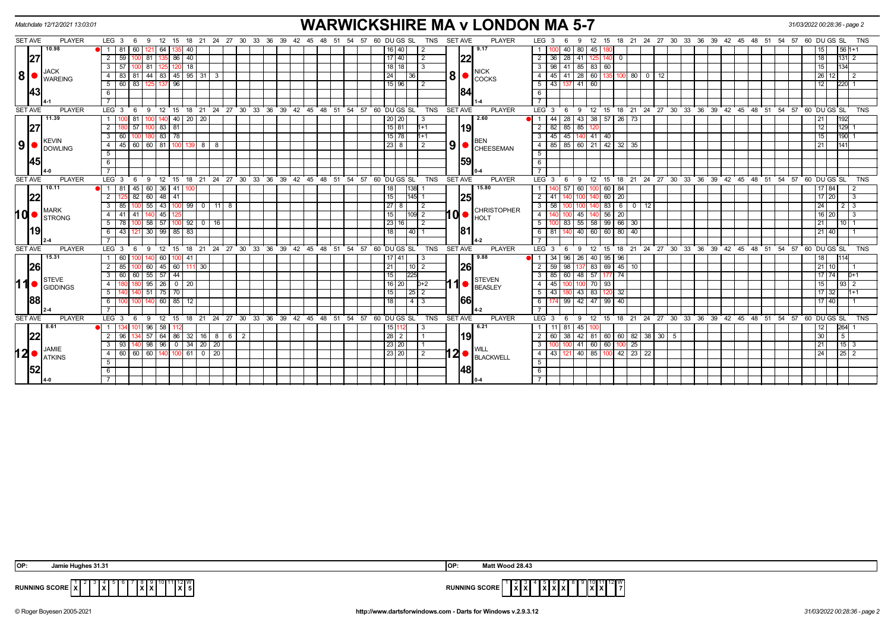Matchdate 12/12/2021 13:03:01

# WARWICKSHIRE MA v LONDON MA 5-7

### Match 8

| SET AVE | PLAYER | LEG | Scores | DU | GS | SL | TNS |
|---|---|---|---|---|---|---|---|
| 10.98 | JACK WAREING | 1 | 81 60 121 64 135 40 | 16 | 40 | | 2 |
| 27 | | 2 | 59 100 81 135 86 40 | 17 | 40 | | 2 |
| 43 | | 3 | 57 100 81 125 120 18 | 18 | 18 | | 3 |
| 4-1 | | 4 | 83 81 44 83 45 95 31 3 | 24 | | 36 | |
| | | 5 | 60 83 125 137 96 | 15 | 96 | | 2 |

| SET AVE | PLAYER | LEG | Scores | DU | GS | SL | TNS |
|---|---|---|---|---|---|---|---|
| 9.17 | NICK COCKS | 1 | 100 40 80 45 180 | 15 | | 56 | 1+1 |
| 22 | | 2 | 36 28 41 125 140 0 | 18 | | 131 | 2 |
| 84 | | 3 | 98 41 85 83 60 | 15 | | 134 | |
| 1-4 | | 4 | 45 41 28 60 135 100 80 0 12 | 26 | 12 | | 2 |
| | | 5 | 43 137 41 60 | 12 | | 220 | 1 |

### Match 9

| SET AVE | PLAYER | LEG | Scores | DU | GS | SL | TNS |
|---|---|---|---|---|---|---|---|
| 11.39 | KEVIN DOWLING | 1 | 100 81 100 140 40 20 20 | 20 | 20 | | 3 |
| 27 | | 2 | 180 57 100 83 81 | 15 | 81 | | 1+1 |
| 45 | | 3 | 60 100 180 83 78 | 15 | 78 | | 1+1 |
| 4-0 | | 4 | 45 60 60 81 100 139 8 8 | 23 | 8 | | 2 |

| SET AVE | PLAYER | LEG | Scores | DU | GS | SL | TNS |
|---|---|---|---|---|---|---|---|
| 2.60 | BEN CHEESEMAN | 1 | 44 28 43 38 57 26 73 | 21 | | 192 | |
| 19 | | 2 | 82 85 85 120 | 12 | | 129 | 1 |
| 59 | | 3 | 45 45 140 41 40 | 15 | | 190 | 1 |
| 0-4 | | 4 | 85 85 60 21 42 32 35 | 21 | | 141 | |

### Match 10

| SET AVE | PLAYER | LEG | Scores | DU | GS | SL | TNS |
|---|---|---|---|---|---|---|---|
| 10.11 | MARK STRONG | 1 | 81 45 60 36 41 100 | 18 | | 138 | 1 |
| 22 | | 2 | 125 82 60 48 41 | 15 | | 145 | 1 |
| 19 | | 3 | 85 100 55 43 100 99 0 11 8 | 27 | 8 | | 2 |
| 2-4 | | 4 | 41 41 140 45 125 | 15 | | 109 | 2 |
| | | 5 | 78 100 58 57 100 92 0 16 | 23 | 16 | | 2 |
| | | 6 | 43 121 30 99 85 83 | 18 | | 40 | 1 |

| SET AVE | PLAYER | LEG | Scores | DU | GS | SL | TNS |
|---|---|---|---|---|---|---|---|
| 15.80 | CHRISTOPHER HOLT | 1 | 140 57 60 100 60 84 | 17 | 84 | | 2 |
| 25 | | 2 | 41 140 100 140 60 20 | 17 | 20 | | 3 |
| 81 | | 3 | 58 100 100 140 83 6 0 12 | 24 | | 2 | 3 |
| 4-2 | | 4 | 140 100 45 140 56 20 | 16 | 20 | | 3 |
| | | 5 | 100 83 55 58 99 66 30 | 21 | | 10 | 1 |
| | | 6 | 81 140 40 60 60 80 40 | 21 | 40 | | 1 |

### Match 11

| SET AVE | PLAYER | LEG | Scores | DU | GS | SL | TNS |
|---|---|---|---|---|---|---|---|
| 15.31 | STEVE GIDDINGS | 1 | 60 100 140 60 100 41 | 17 | 41 | | 3 |
| 26 | | 2 | 85 100 60 45 60 111 30 | 21 | | 10 | 2 |
| 88 | | 3 | 60 60 55 57 44 | 15 | | 225 | |
| 2-4 | | 4 | 180 180 95 26 0 20 | 16 | 20 | | 0+2 |
| | | 5 | 140 140 51 75 70 | 15 | | 25 | 2 |
| | | 6 | 100 100 140 60 85 12 | 18 | | 4 | 3 |

| SET AVE | PLAYER | LEG | Scores | DU | GS | SL | TNS |
|---|---|---|---|---|---|---|---|
| 9.88 | STEVEN BEASLEY | 1 | 34 96 26 40 95 96 | 18 | | 114 | |
| 26 | | 2 | 59 98 137 83 69 45 10 | 21 | 10 | | 1 |
| 66 | | 3 | 85 60 48 57 177 74 | 17 | 74 | | 0+1 |
| 4-2 | | 4 | 45 100 100 70 93 | 15 | | 93 | 2 |
| | | 5 | 43 180 43 83 120 32 | 17 | 32 | | 1+1 |
| | | 6 | 174 99 42 47 99 40 | 17 | 40 | | 1 |

### Match 12

| SET AVE | PLAYER | LEG | Scores | DU | GS | SL | TNS |
|---|---|---|---|---|---|---|---|
| 8.61 | JAMIE ATKINS | 1 | 134 101 96 58 112 | 15 | 112 | | 3 |
| 22 | | 2 | 96 134 57 64 86 32 16 8 6 2 | 28 | 2 | | 1 |
| 52 | | 3 | 93 140 98 96 0 34 20 20 | 23 | 20 | | 1 |
| 4-0 | | 4 | 60 60 60 140 100 61 0 20 | 23 | 20 | | 2 |

| SET AVE | PLAYER | LEG | Scores | DU | GS | SL | TNS |
|---|---|---|---|---|---|---|---|
| 6.21 | WILL BLACKWELL | 1 | 11 81 45 100 | 12 | | 264 | 1 |
| 19 | | 2 | 60 38 42 81 60 60 82 38 30 5 | 30 | | 5 | |
| 48 | | 3 | 100 100 41 60 60 100 25 | 21 | | 15 | 3 |
| 0-4 | | 4 | 43 121 40 85 100 42 23 22 | 24 | | 25 | 2 |

OP: Jamie Hughes 31.31

OP: Matt Wood 28.43

| RUNNING SCORE | 1 | 2 | 3 | 4 | 5 | 6 | 7 | 8 | 9 | 10 | 11 | 12 | W |
|---|---|---|---|---|---|---|---|---|---|---|---|---|---|
| Warwickshire | X | | | X | | | | X | X | | | X | 5 |
| London | | X | X | | X | X | X | | | X | X | | 7 |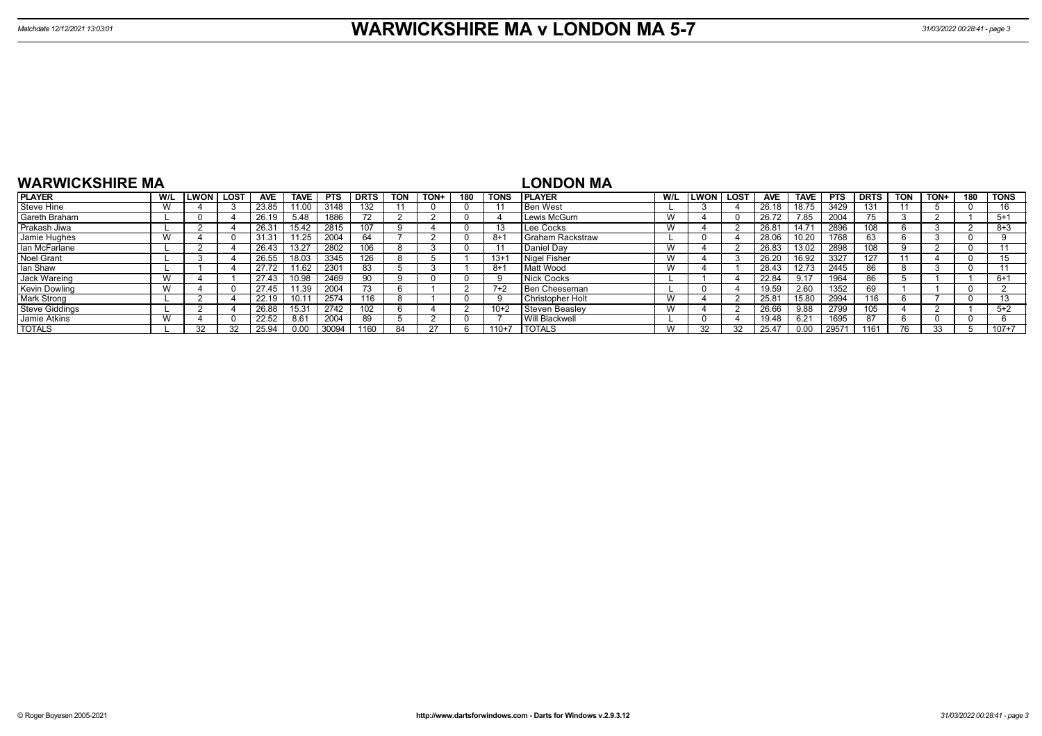# WARWICKSHIRE MA v LONDON MA 5-7

Matchdate 12/12/2021 13:03:01

## WARWICKSHIRE MA

| PLAYER | W/L | LWON | LOST | AVE | TAVE | PTS | DRTS | TON | TON+ | 180 | TONS |
|---|---|---|---|---|---|---|---|---|---|---|---|
| Steve Hine | W | 4 | 3 | 23.85 | 11.00 | 3148 | 132 | 11 | 0 | 0 | 11 |
| Gareth Braham | L | 0 | 4 | 26.19 | 5.48 | 1886 | 72 | 2 | 2 | 0 | 4 |
| Prakash Jiwa | L | 2 | 4 | 26.31 | 15.42 | 2815 | 107 | 9 | 4 | 0 | 13 |
| Jamie Hughes | W | 4 | 0 | 31.31 | 11.25 | 2004 | 64 | 7 | 2 | 0 | 8+1 |
| Ian McFarlane | L | 2 | 4 | 26.43 | 13.27 | 2802 | 106 | 8 | 3 | 0 | 11 |
| Noel Grant | L | 3 | 4 | 26.55 | 18.03 | 3345 | 126 | 8 | 5 | 1 | 13+1 |
| Ian Shaw | L | 1 | 4 | 27.72 | 11.62 | 2301 | 83 | 5 | 3 | 1 | 8+1 |
| Jack Wareing | W | 4 | 1 | 27.43 | 10.98 | 2469 | 90 | 9 | 0 | 0 | 9 |
| Kevin Dowling | W | 4 | 0 | 27.45 | 11.39 | 2004 | 73 | 6 | 1 | 2 | 7+2 |
| Mark Strong | L | 2 | 4 | 22.19 | 10.11 | 2574 | 116 | 8 | 1 | 0 | 9 |
| Steve Giddings | L | 2 | 4 | 26.88 | 15.31 | 2742 | 102 | 6 | 4 | 2 | 10+2 |
| Jamie Atkins | W | 4 | 0 | 22.52 | 8.61 | 2004 | 89 | 5 | 2 | 0 | 7 |
| TOTALS | L | 32 | 32 | 25.94 | 0.00 | 30094 | 1160 | 84 | 27 | 6 | 110+7 |

## LONDON MA

| PLAYER | W/L | LWON | LOST | AVE | TAVE | PTS | DRTS | TON | TON+ | 180 | TONS |
|---|---|---|---|---|---|---|---|---|---|---|---|
| Ben West | L | 3 | 4 | 26.18 | 18.75 | 3429 | 131 | 11 | 5 | 0 | 16 |
| Lewis McGurn | W | 4 | 0 | 26.72 | 7.85 | 2004 | 75 | 3 | 2 | 1 | 5+1 |
| Lee Cocks | W | 4 | 2 | 26.81 | 14.71 | 2896 | 108 | 6 | 3 | 2 | 8+3 |
| Graham Rackstraw | L | 0 | 4 | 28.06 | 10.20 | 1768 | 63 | 6 | 3 | 0 | 9 |
| Daniel Day | W | 4 | 2 | 26.83 | 13.02 | 2898 | 108 | 9 | 2 | 0 | 11 |
| Nigel Fisher | W | 4 | 3 | 26.20 | 16.92 | 3327 | 127 | 11 | 4 | 0 | 15 |
| Matt Wood | W | 4 | 1 | 28.43 | 12.73 | 2445 | 86 | 8 | 3 | 0 | 11 |
| Nick Cocks | L | 1 | 4 | 22.84 | 9.17 | 1964 | 86 | 5 | 1 | 1 | 6+1 |
| Ben Cheeseman | L | 0 | 4 | 19.59 | 2.60 | 1352 | 69 | 1 | 1 | 0 | 2 |
| Christopher Holt | W | 4 | 2 | 25.81 | 15.80 | 2994 | 116 | 6 | 7 | 0 | 13 |
| Steven Beasley | W | 4 | 2 | 26.66 | 9.88 | 2799 | 105 | 4 | 2 | 1 | 5+2 |
| Will Blackwell | L | 0 | 4 | 19.48 | 6.21 | 1695 | 87 | 6 | 0 | 0 | 6 |
| TOTALS | W | 32 | 32 | 25.47 | 0.00 | 29571 | 1161 | 76 | 33 | 5 | 107+7 |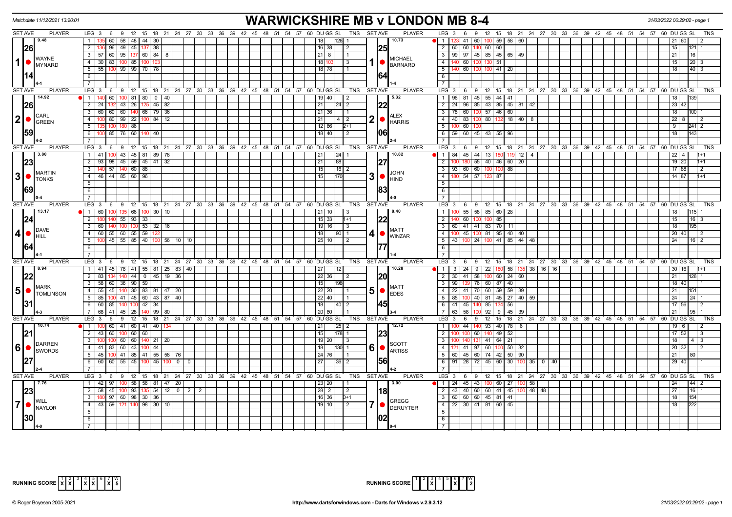Matchdate 11/12/2021 13:20:01

# WARWICKSHIRE MB v LONDON MB 8-4

31/03/2022 00:29:02 - page 1

## Set 1

| SET AVE | PLAYER | LEG | Scores | DU | GS | SL | TNS |
|---|---|---|---|---|---|---|---|
| 9.48 / 26.14 | WAYNE MYNARD (4-1) | 1 | 135 60 58 48 44 30 | 18 | | 126 | 1 |
| | | 2 | 136 96 49 45 137 38 | 16 | 38 | | 2 |
| | | 3 | 57 60 95 137 60 84 8 | 21 | 8 | | 1 |
| | | 4 | 30 83 100 85 100 103 | 18 | 103 | | 3 |
| | | 5 | 55 100 99 99 70 78 | 18 | 78 | | 1 |

| SET AVE | PLAYER | LEG | Scores | DU | GS | SL | TNS |
|---|---|---|---|---|---|---|---|
| 10.73 / 25.64 | MICHAEL BARNARD (1-4) | 1 | 123 41 60 100 59 58 60 | 21 | 60 | | 2 |
| | | 2 | 60 60 140 60 60 | 15 | | 121 | 1 |
| | | 3 | 99 97 45 85 45 65 49 | 21 | | 16 | |
| | | 4 | 140 60 100 130 51 | 15 | | 20 | 3 |
| | | 5 | 140 60 100 100 41 20 | 18 | | 40 | 3 |

## Set 2

| SET AVE | PLAYER | LEG | Scores | DU | GS | SL | TNS |
|---|---|---|---|---|---|---|---|
| 14.92 / 26.59 | CARL GREEN (4-2) | 1 | 140 60 100 81 80 0 40 | 19 | 40 | | 2 |
| | | 2 | 24 132 43 26 125 45 82 | 21 | | 24 | 2 |
| | | 3 | 60 60 60 140 66 79 36 | 21 | 36 | | 1 |
| | | 4 | 100 80 99 22 100 84 12 | 21 | | 4 | 2 |
| | | 5 | 135 100 180 86 | 12 | 86 | | 2+1 |
| | | 6 | 100 85 76 60 140 40 | 18 | 40 | | 2 |

| SET AVE | PLAYER | LEG | Scores | DU | GS | SL | TNS |
|---|---|---|---|---|---|---|---|
| 5.32 / 22.06 | ALEX HARRIS (2-4) | 1 | 96 81 45 55 44 41 | 18 | | 139 | |
| | | 2 | 24 96 85 43 85 45 81 42 | 23 | 42 | | |
| | | 3 | 78 60 100 57 46 60 | 18 | | 100 | 1 |
| | | 4 | 40 83 100 80 132 18 40 8 | 22 | 8 | | 2 |
| | | 5 | 100 60 100 | 9 | | 241 | 2 |
| | | 6 | 59 60 45 43 55 96 | 18 | | 143 | |

## Set 3

| SET AVE | PLAYER | LEG | Scores | DU | GS | SL | TNS |
|---|---|---|---|---|---|---|---|
| 3.80 / 23.69 | MARTIN TONKS (0-4) | 1 | 41 100 43 45 81 89 78 | 21 | | 24 | 1 |
| | | 2 | 93 98 45 59 45 41 32 | 21 | | 88 | |
| | | 3 | 140 57 140 60 88 | 15 | | 16 | 2 |
| | | 4 | 46 44 85 60 96 | 15 | | 170 | |

| SET AVE | PLAYER | LEG | Scores | DU | GS | SL | TNS |
|---|---|---|---|---|---|---|---|
| 10.82 / 27.83 | JOHN HIND (4-0) | 1 | 84 45 44 13 180 119 12 4 | 22 | 4 | | 1+1 |
| | | 2 | 100 180 55 40 46 60 20 | 19 | 20 | | 1+1 |
| | | 3 | 93 60 60 100 100 88 | 17 | 88 | | 2 |
| | | 4 | 180 54 57 123 87 | 14 | 87 | | 1+1 |

## Set 4

| SET AVE | PLAYER | LEG | Scores | DU | GS | SL | TNS |
|---|---|---|---|---|---|---|---|
| 13.17 / 24.64 | DAVE HILL (4-1) | 1 | 60 100 135 66 100 30 10 | 21 | 10 | | 3 |
| | | 2 | 180 140 55 93 33 | 15 | 33 | | 1+1 |
| | | 3 | 60 140 100 100 53 32 16 | 19 | 16 | | 3 |
| | | 4 | 60 55 60 55 59 122 | 18 | | 90 | 1 |
| | | 5 | 100 45 55 85 40 100 56 10 10 | 25 | 10 | | 2 |

| SET AVE | PLAYER | LEG | Scores | DU | GS | SL | TNS |
|---|---|---|---|---|---|---|---|
| 8.40 / 22.77 | MATT WINZAR (1-4) | 1 | 100 55 58 85 60 28 | 18 | | 115 | 1 |
| | | 2 | 140 60 100 100 85 | 15 | | 16 | 3 |
| | | 3 | 60 41 41 83 70 11 | 18 | | 195 | |
| | | 4 | 100 45 100 81 95 40 40 | 20 | 40 | | 2 |
| | | 5 | 43 100 24 100 41 85 44 48 | 24 | | 16 | 2 |

## Set 5

| SET AVE | PLAYER | LEG | Scores | DU | GS | SL | TNS |
|---|---|---|---|---|---|---|---|
| 8.94 / 22.31 | MARK TOMLINSON (4-3) | 1 | 41 45 78 41 55 81 25 83 40 | 27 | | 12 | |
| | | 2 | 83 134 140 44 0 45 19 36 | 22 | 36 | | 2 |
| | | 3 | 58 60 36 90 59 | 15 | | 198 | |
| | | 4 | 55 45 140 30 83 81 47 20 | 22 | 20 | | 1 |
| | | 5 | 85 100 41 45 60 43 87 40 | 22 | 40 | | 1 |
| | | 6 | 60 85 140 100 42 34 | 18 | | 40 | 2 |
| | | 7 | 68 41 45 28 140 99 80 | 20 | 80 | | 1 |

| SET AVE | PLAYER | LEG | Scores | DU | GS | SL | TNS |
|---|---|---|---|---|---|---|---|
| 10.28 / 20.45 | MATT EDES (3-4) | 1 | 3 24 9 22 180 58 135 38 16 16 | 30 | 16 | | 1+1 |
| | | 2 | 30 41 58 100 60 24 60 | 21 | | 128 | 1 |
| | | 3 | 99 139 76 60 87 40 | 18 | 40 | | 1 |
| | | 4 | 22 41 70 60 59 59 39 | 21 | | 151 | |
| | | 5 | 85 100 40 81 45 27 40 59 | 24 | | 24 | 1 |
| | | 6 | 41 45 140 85 134 56 | 17 | 56 | | 2 |
| | | 7 | 63 58 100 92 9 45 39 | 21 | | 95 | 1 |

## Set 6

| SET AVE | PLAYER | LEG | Scores | DU | GS | SL | TNS |
|---|---|---|---|---|---|---|---|
| 10.74 / 21.27 | DARREN SWORDS (2-4) | 1 | 100 60 41 60 41 40 134 | 21 | | 25 | 2 |
| | | 2 | 43 60 100 60 60 | 15 | | 178 | 1 |
| | | 3 | 100 100 60 60 140 21 20 | 19 | 20 | | 3 |
| | | 4 | 41 83 60 43 100 44 | 18 | | 130 | 1 |
| | | 5 | 45 100 41 85 41 55 58 76 | 24 | 76 | | 1 |
| | | 6 | 60 60 55 45 100 45 100 0 0 | 27 | | 36 | 2 |

| SET AVE | PLAYER | LEG | Scores | DU | GS | SL | TNS |
|---|---|---|---|---|---|---|---|
| 12.72 / 23.56 | SCOTT ARTISS (4-2) | 1 | 100 44 140 93 40 78 6 | 19 | 6 | | 2 |
| | | 2 | 100 100 60 140 49 52 | 17 | 52 | | 3 |
| | | 3 | 100 140 131 41 64 21 | 18 | | 4 | 3 |
| | | 4 | 121 41 97 60 100 50 32 | 20 | 32 | | 2 |
| | | 5 | 60 45 60 74 42 50 90 | 21 | | 80 | |
| | | 6 | 91 28 72 45 60 30 100 35 0 40 | 29 | 40 | | 1 |

## Set 7

| SET AVE | PLAYER | LEG | Scores | DU | GS | SL | TNS |
|---|---|---|---|---|---|---|---|
| 7.76 / 23.30 | WILL NAYLOR (4-0) | 1 | 42 97 100 58 56 81 47 20 | 23 | 20 | | 1 |
| | | 2 | 58 45 100 93 135 54 12 0 2 2 | 28 | 2 | | 2 |
| | | 3 | 180 97 60 98 30 36 | 16 | 36 | | 0+1 |
| | | 4 | 43 59 121 140 98 30 10 | 19 | 10 | | 2 |

| SET AVE | PLAYER | LEG | Scores | DU | GS | SL | TNS |
|---|---|---|---|---|---|---|---|
| 3.00 / 18.02 | GREGG DERUYTER (0-4) | 1 | 24 45 43 100 60 27 100 58 | 24 | | 44 | 2 |
| | | 2 | 43 40 60 60 41 45 100 48 48 | 27 | | 16 | 1 |
| | | 3 | 60 60 60 45 81 41 | 18 | | 154 | |
| | | 4 | 22 30 41 81 60 45 | 18 | | 222 | |

RUNNING SCORE (Warwickshire): 1 X, 2 X, 3 -, 4 X, 5 X, 6 -, 7 X — W: 5

RUNNING SCORE (London): 1 -, 2 -, 3 X, 4 -, 5 -, 6 X, 7 - — W: 2

© Roger Boyesen 2005-2021 — http://www.dartsforwindows.com - Darts for Windows v.2.9.3.12 — 31/03/2022 00:29:02 - page 1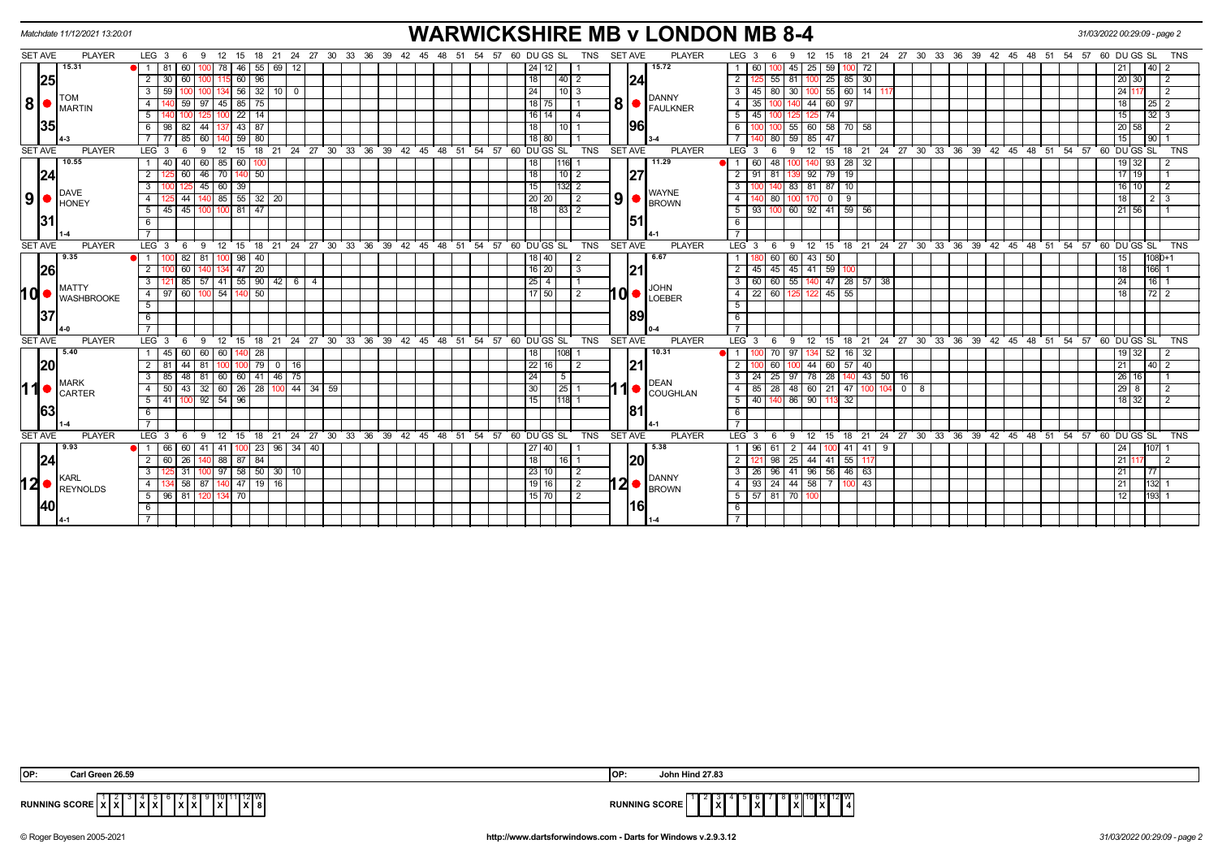Matchdate 11/12/2021 13:20:01

# WARWICKSHIRE MB v LONDON MB 8-4

## Set 8

| SET AVE | PLAYER | LEG | 3 | 6 | 9 | 12 | 15 | 18 | 21 | 24 | 27 | 30 | DU | GS | SL | TNS |
|---|---|---|---|---|---|---|---|---|---|---|---|---|---|---|---|---|
| 15.31 / 25 / 35 | 8 TOM MARTIN (4-3) | 1 | 81 | 60 | 100 | 78 | 46 | 55 | 69 | 12 | | | 24 | 12 | | 1 |
| | | 2 | 30 | 60 | 100 | 115 | 60 | 96 | | | | | 18 | | 40 | 2 |
| | | 3 | 59 | 100 | 100 | 134 | 56 | 32 | 10 | 0 | | | 24 | | 10 | 3 |
| | | 4 | 140 | 59 | 97 | 45 | 85 | 75 | | | | | 18 | 75 | | 1 |
| | | 5 | 140 | 100 | 125 | 100 | 22 | 14 | | | | | 16 | 14 | | 4 |
| | | 6 | 98 | 82 | 44 | 137 | 43 | 87 | | | | | 18 | | 10 | 1 |
| | | 7 | 77 | 85 | 60 | 140 | 59 | 80 | | | | | 18 | 80 | | 1 |

| SET AVE | PLAYER | LEG | 3 | 6 | 9 | 12 | 15 | 18 | 21 | 24 | 27 | 30 | DU | GS | SL | TNS |
|---|---|---|---|---|---|---|---|---|---|---|---|---|---|---|---|---|
| 15.72 / 24 / 96 | 8 DANNY FAULKNER (3-4) | 1 | 60 | 100 | 45 | 25 | 59 | 100 | 72 | | | | 21 | | 40 | 2 |
| | | 2 | 125 | 55 | 81 | 100 | 25 | 85 | 30 | | | | 20 | 30 | | 2 |
| | | 3 | 45 | 80 | 30 | 100 | 55 | 60 | 14 | 117 | | | 24 | 117 | | 2 |
| | | 4 | 35 | 100 | 140 | 44 | 60 | 97 | | | | | 18 | | 25 | 2 |
| | | 5 | 45 | 100 | 125 | 125 | 74 | | | | | | 15 | | 32 | 3 |
| | | 6 | 100 | 100 | 55 | 60 | 58 | 70 | 58 | | | | 20 | 58 | | 2 |
| | | 7 | 140 | 80 | 59 | 85 | 47 | | | | | | 15 | | 90 | 1 |

## Set 9

| SET AVE | PLAYER | LEG | 3 | 6 | 9 | 12 | 15 | 18 | 21 | 24 | DU | GS | SL | TNS |
|---|---|---|---|---|---|---|---|---|---|---|---|---|---|---|
| 10.55 / 24 / 31 | 9 DAVE HONEY (1-4) | 1 | 40 | 40 | 60 | 85 | 60 | 100 | | | 18 | | 116 | 1 |
| | | 2 | 125 | 60 | 46 | 70 | 140 | 50 | | | 18 | | 10 | 2 |
| | | 3 | 100 | 125 | 45 | 60 | 39 | | | | 15 | | 132 | 2 |
| | | 4 | 125 | 44 | 140 | 85 | 55 | 32 | 20 | | 20 | 20 | | 2 |
| | | 5 | 45 | 45 | 100 | 100 | 81 | 47 | | | 18 | | 83 | 2 |

| SET AVE | PLAYER | LEG | 3 | 6 | 9 | 12 | 15 | 18 | 21 | 24 | DU | GS | SL | TNS |
|---|---|---|---|---|---|---|---|---|---|---|---|---|---|---|
| 11.29 / 27 / 51 | 9 WAYNE BROWN (4-1) | 1 | 60 | 48 | 100 | 140 | 93 | 28 | 32 | | 19 | 32 | | 2 |
| | | 2 | 91 | 81 | 139 | 92 | 79 | 19 | | | 17 | 19 | | 1 |
| | | 3 | 100 | 140 | 83 | 81 | 87 | 10 | | | 16 | 10 | | 2 |
| | | 4 | 140 | 80 | 100 | 170 | 0 | 9 | | | 18 | | 2 | 3 |
| | | 5 | 93 | 100 | 60 | 92 | 41 | 59 | 56 | | 21 | 56 | | 1 |

## Set 10

| SET AVE | PLAYER | LEG | 3 | 6 | 9 | 12 | 15 | 18 | 21 | 24 | 27 | DU | GS | SL | TNS |
|---|---|---|---|---|---|---|---|---|---|---|---|---|---|---|---|
| 9.35 / 26 / 37 | 10 MATTY WASHBROOKE (4-0) | 1 | 100 | 82 | 81 | 100 | 98 | 40 | | | | 18 | 40 | | 2 |
| | | 2 | 100 | 60 | 140 | 134 | 47 | 20 | | | | 16 | 20 | | 3 |
| | | 3 | 121 | 85 | 57 | 41 | 55 | 90 | 42 | 6 | 4 | 25 | 4 | | 1 |
| | | 4 | 97 | 60 | 100 | 54 | 140 | 50 | | | | 17 | 50 | | 2 |

| SET AVE | PLAYER | LEG | 3 | 6 | 9 | 12 | 15 | 18 | 21 | 24 | 27 | DU | GS | SL | TNS |
|---|---|---|---|---|---|---|---|---|---|---|---|---|---|---|---|
| 6.67 / 21 / 89 | 10 JOHN LOEBER (0-4) | 1 | 180 | 60 | 60 | 43 | 50 | | | | | 15 | | 108 | 0+1 |
| | | 2 | 45 | 45 | 45 | 41 | 59 | 100 | | | | 18 | | 166 | 1 |
| | | 3 | 60 | 60 | 55 | 140 | 47 | 28 | 57 | 38 | | 24 | | 16 | 1 |
| | | 4 | 22 | 60 | 125 | 122 | 45 | 55 | | | | 18 | | 72 | 2 |

## Set 11

| SET AVE | PLAYER | LEG | 3 | 6 | 9 | 12 | 15 | 18 | 21 | 24 | 27 | 30 | DU | GS | SL | TNS |
|---|---|---|---|---|---|---|---|---|---|---|---|---|---|---|---|---|
| 5.40 / 20 / 63 | 11 MARK CARTER (1-4) | 1 | 45 | 60 | 60 | 60 | 140 | 28 | | | | | 18 | | 108 | 1 |
| | | 2 | 81 | 44 | 81 | 100 | 100 | 79 | 0 | 16 | | | 22 | 16 | | 2 |
| | | 3 | 85 | 48 | 81 | 60 | 60 | 41 | 46 | 75 | | | 24 | | 5 | |
| | | 4 | 50 | 43 | 32 | 60 | 26 | 28 | 100 | 44 | 34 | 59 | 30 | | 25 | 1 |
| | | 5 | 41 | 100 | 92 | 54 | 96 | | | | | | 15 | | 118 | 1 |

| SET AVE | PLAYER | LEG | 3 | 6 | 9 | 12 | 15 | 18 | 21 | 24 | 27 | 30 | DU | GS | SL | TNS |
|---|---|---|---|---|---|---|---|---|---|---|---|---|---|---|---|---|
| 10.31 / 21 / 81 | 11 DEAN COUGHLAN (4-1) | 1 | 100 | 70 | 97 | 134 | 52 | 16 | 32 | | | | 19 | 32 | | 2 |
| | | 2 | 100 | 60 | 100 | 44 | 60 | 57 | 40 | | | | 21 | | 40 | 2 |
| | | 3 | 24 | 25 | 97 | 78 | 28 | 140 | 43 | 50 | 16 | | 26 | 16 | | 1 |
| | | 4 | 85 | 28 | 48 | 60 | 21 | 47 | 100 | 104 | 0 | 8 | 29 | 8 | | 2 |
| | | 5 | 40 | 140 | 86 | 90 | 113 | 32 | | | | | 18 | 32 | | 2 |

## Set 12

| SET AVE | PLAYER | LEG | 3 | 6 | 9 | 12 | 15 | 18 | 21 | 24 | 27 | DU | GS | SL | TNS |
|---|---|---|---|---|---|---|---|---|---|---|---|---|---|---|---|
| 9.93 / 24 / 40 | 12 KARL REYNOLDS (4-1) | 1 | 66 | 60 | 41 | 41 | 100 | 23 | 96 | 34 | 40 | 27 | 40 | | 1 |
| | | 2 | 60 | 26 | 140 | 88 | 87 | 84 | | | | 18 | | 16 | 1 |
| | | 3 | 125 | 31 | 100 | 97 | 58 | 50 | 30 | 10 | | 23 | 10 | | 2 |
| | | 4 | 134 | 58 | 87 | 140 | 47 | 19 | 16 | | | 19 | 16 | | 2 |
| | | 5 | 96 | 81 | 120 | 134 | 70 | | | | | 15 | 70 | | 2 |

| SET AVE | PLAYER | LEG | 3 | 6 | 9 | 12 | 15 | 18 | 21 | 24 | 27 | DU | GS | SL | TNS |
|---|---|---|---|---|---|---|---|---|---|---|---|---|---|---|---|
| 5.38 / 20 / 16 | 12 DANNY BROWN (1-4) | 1 | 96 | 61 | 2 | 44 | 100 | 41 | 41 | 9 | | 24 | | 107 | 1 |
| | | 2 | 121 | 98 | 25 | 44 | 41 | 55 | 117 | | | 21 | 117 | | 2 |
| | | 3 | 26 | 96 | 41 | 96 | 56 | 46 | 63 | | | 21 | | 77 | |
| | | 4 | 93 | 24 | 44 | 58 | 7 | 100 | 43 | | | 21 | | 132 | 1 |
| | | 5 | 57 | 81 | 70 | 100 | | | | | | 12 | | 193 | 1 |

OP: Carl Green 26.59

OP: John Hind 27.83

| RUNNING SCORE | 1 | 2 | 3 | 4 | 5 | 6 | 7 | 8 | 9 | 10 | 11 | 12 | W |
|---|---|---|---|---|---|---|---|---|---|---|---|---|---|
| Warwickshire | X | X | | X | X | | X | X | | X | | X | 8 |
| London | | | X | | | X | | | X | | X | | 4 |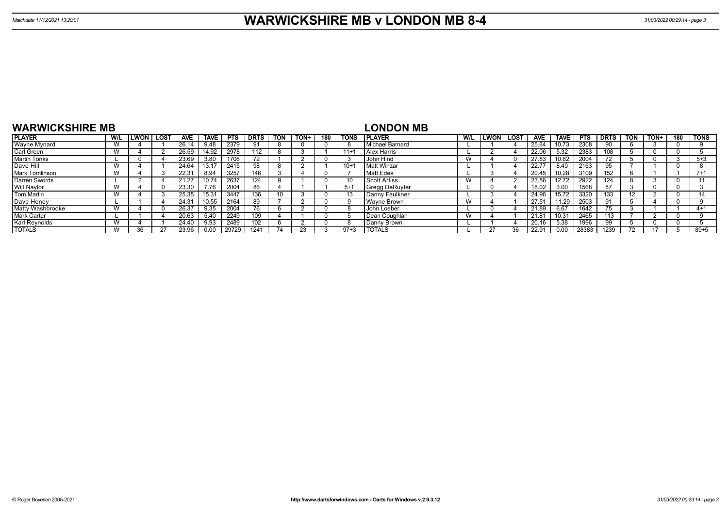# WARWICKSHIRE MB v LONDON MB 8-4

Matchdate 11/12/2021 13:20:01

## WARWICKSHIRE MB

| PLAYER | W/L | LWON | LOST | AVE | TAVE | PTS | DRTS | TON | TON+ | 180 | TONS |
|---|---|---|---|---|---|---|---|---|---|---|---|
| Wayne Mynard | W | 4 | 1 | 26.14 | 9.48 | 2379 | 91 | 8 | 0 | 0 | 8 |
| Carl Green | W | 4 | 2 | 26.59 | 14.92 | 2978 | 112 | 8 | 3 | 1 | 11+1 |
| Martin Tonks | L | 0 | 4 | 23.69 | 3.80 | 1706 | 72 | 1 | 2 | 0 | 3 |
| Dave Hill | W | 4 | 1 | 24.64 | 13.17 | 2415 | 98 | 8 | 2 | 1 | 10+1 |
| Mark Tomlinson | W | 4 | 3 | 22.31 | 8.94 | 3257 | 146 | 3 | 4 | 0 | 7 |
| Darren Swords | L | 2 | 4 | 21.27 | 10.74 | 2637 | 124 | 9 | 1 | 0 | 10 |
| Will Naylor | W | 4 | 0 | 23.30 | 7.76 | 2004 | 86 | 4 | 1 | 1 | 5+1 |
| Tom Martin | W | 4 | 3 | 25.35 | 15.31 | 3447 | 136 | 10 | 3 | 0 | 13 |
| Dave Honey | L | 1 | 4 | 24.31 | 10.55 | 2164 | 89 | 7 | 2 | 0 | 9 |
| Matty Washbrooke | W | 4 | 0 | 26.37 | 9.35 | 2004 | 76 | 6 | 2 | 0 | 8 |
| Mark Carter | L | 1 | 4 | 20.63 | 5.40 | 2249 | 109 | 4 | 1 | 0 | 5 |
| Karl Reynolds | W | 4 | 1 | 24.40 | 9.93 | 2489 | 102 | 6 | 2 | 0 | 8 |
| TOTALS | W | 36 | 27 | 23.96 | 0.00 | 29729 | 1241 | 74 | 23 | 3 | 97+3 |

## LONDON MB

| PLAYER | W/L | LWON | LOST | AVE | TAVE | PTS | DRTS | TON | TON+ | 180 | TONS |
|---|---|---|---|---|---|---|---|---|---|---|---|
| Michael Barnard | L | 1 | 4 | 25.64 | 10.73 | 2308 | 90 | 6 | 3 | 0 | 9 |
| Alex Harris | L | 2 | 4 | 22.06 | 5.32 | 2383 | 108 | 5 | 0 | 0 | 5 |
| John Hind | W | 4 | 0 | 27.83 | 10.82 | 2004 | 72 | 5 | 0 | 3 | 5+3 |
| Matt Winzar | L | 1 | 4 | 22.77 | 8.40 | 2163 | 95 | 7 | 1 | 0 | 8 |
| Matt Edes | L | 3 | 4 | 20.45 | 10.28 | 3109 | 152 | 6 | 1 | 1 | 7+1 |
| Scott Artiss | W | 4 | 2 | 23.56 | 12.72 | 2922 | 124 | 8 | 3 | 0 | 11 |
| Gregg DeRuyter | L | 0 | 4 | 18.02 | 3.00 | 1568 | 87 | 3 | 0 | 0 | 3 |
| Danny Faulkner | L | 3 | 4 | 24.96 | 15.72 | 3320 | 133 | 12 | 2 | 0 | 14 |
| Wayne Brown | W | 4 | 1 | 27.51 | 11.29 | 2503 | 91 | 5 | 4 | 0 | 9 |
| John Loeber | L | 0 | 4 | 21.89 | 6.67 | 1642 | 75 | 3 | 1 | 1 | 4+1 |
| Dean Coughlan | W | 4 | 1 | 21.81 | 10.31 | 2465 | 113 | 7 | 2 | 0 | 9 |
| Danny Brown | L | 1 | 4 | 20.16 | 5.38 | 1996 | 99 | 5 | 0 | 0 | 5 |
| TOTALS | L | 27 | 36 | 22.91 | 0.00 | 28383 | 1239 | 72 | 17 | 5 | 89+5 |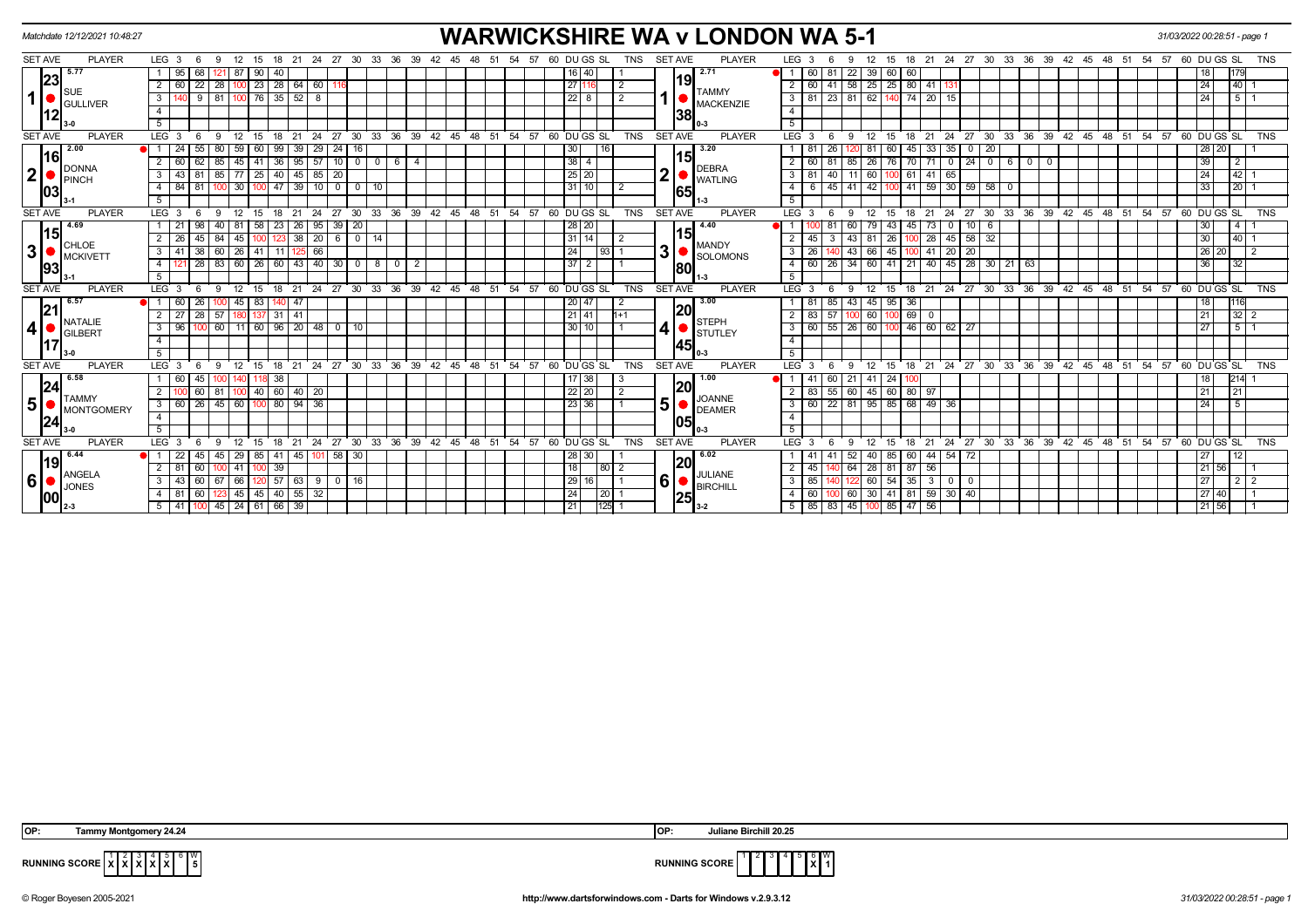Matchdate 12/12/2021 10:48:27

# WARWICKSHIRE WA v LONDON WA 5-1

| SET | AVE | PLAYER | LEG | 3 | 6 | 9 | 12 | 15 | 18 | 21 | 24 | 27 | 30 | 33 | 36 | 39 | 42 | DU | GS | SL | TNS | SET | AVE | PLAYER | LEG | 3 | 6 | 9 | 12 | 15 | 18 | 21 | 24 | 27 | 30 | 33 | 36 | 39 | 42 | DU | GS | SL | TNS |
|---|---|---|---|---|---|---|---|---|---|---|---|---|---|---|---|---|---|---|---|---|---|---|---|---|---|---|---|---|---|---|---|---|---|---|---|---|---|---|---|---|---|---|---|
| 1 | 23.12 (5.77) | SUE GULLIVER 3-0 | 1 | 95 | 68 | 121 | 87 | 90 | 40 | | | | | | | | | 16 | 40 | | 1 | 1 | 19.38 (2.71) | TAMMY MACKENZIE 0-3 | 1 | 60 | 81 | 22 | 39 | 60 | 60 | | | | | | | | | | 18 | 179 | |
| | | | 2 | 60 | 22 | 28 | 100 | 23 | 28 | 64 | 60 | 116 | | | | | | 27 | 116 | | 2 | | | | 2 | 60 | 41 | 58 | 25 | 25 | 80 | 41 | 131 | | | | | | | | 24 | 40 | 1 |
| | | | 3 | 140 | 9 | 81 | 100 | 76 | 35 | 52 | 8 | | | | | | | 22 | 8 | | 2 | | | | 3 | 81 | 23 | 81 | 62 | 140 | 74 | 20 | 15 | | | | | | | | 24 | 5 | 1 |
| 2 | 16.03 (2.00) | DONNA PINCH 3-1 | 1 | 24 | 55 | 80 | 59 | 60 | 99 | 39 | 29 | 24 | 16 | | | | | 30 | | 16 | | 2 | 15.65 (3.20) | DEBRA WATLING 1-3 | 1 | 81 | 26 | 120 | 81 | 60 | 45 | 33 | 35 | 0 | 20 | | | | | 28 | 20 | | 1 |
| | | | 2 | 60 | 62 | 85 | 45 | 41 | 36 | 95 | 57 | 10 | 0 | 0 | 6 | 4 | | 38 | 4 | | | | | | 2 | 60 | 81 | 85 | 26 | 76 | 70 | 71 | 0 | 24 | 0 | 6 | 0 | 0 | | | 39 | 2 | |
| | | | 3 | 43 | 81 | 85 | 77 | 25 | 40 | 45 | 85 | 20 | | | | | | 25 | 20 | | | | | | 3 | 81 | 40 | 11 | 60 | 100 | 61 | 41 | 65 | | | | | | | | 24 | 42 | 1 |
| | | | 4 | 84 | 81 | 100 | 30 | 100 | 47 | 39 | 10 | 0 | 0 | 10 | | | | 31 | 10 | | 2 | | | | 4 | 6 | 45 | 41 | 42 | 100 | 41 | 59 | 30 | 59 | 58 | 0 | | | | | 33 | 20 | 1 |
| 3 | 15.93 (4.69) | CHLOE MCKIVETT 3-1 | 1 | 21 | 98 | 40 | 81 | 58 | 23 | 26 | 95 | 39 | 20 | | | | | 28 | 20 | | | 3 | 15.80 (4.40) | MANDY SOLOMONS 1-3 | 1 | 100 | 81 | 60 | 79 | 43 | 45 | 73 | 0 | 10 | 6 | | | | | | 30 | 4 | 1 |
| | | | 2 | 26 | 45 | 84 | 45 | 100 | 123 | 38 | 20 | 6 | 0 | 14 | | | | 31 | 14 | | 2 | | | | 2 | 45 | 3 | 43 | 81 | 26 | 100 | 28 | 45 | 58 | 32 | | | | | | 30 | 40 | 1 |
| | | | 3 | 41 | 38 | 60 | 26 | 41 | 11 | 125 | 66 | | | | | | | 24 | | 93 | 1 | | | | 3 | 26 | 140 | 43 | 66 | 45 | 100 | 41 | 20 | 20 | | | | | | | 26 | 20 | 2 |
| | | | 4 | 121 | 28 | 83 | 60 | 26 | 60 | 43 | 40 | 30 | 0 | 8 | 0 | 2 | | 37 | 2 | | 1 | | | | 4 | 60 | 26 | 34 | 60 | 41 | 21 | 40 | 45 | 28 | 30 | 21 | 63 | | | | 36 | 32 | |
| 4 | 21.17 (6.57) | NATALIE GILBERT 3-0 | 1 | 60 | 26 | 100 | 45 | 83 | 140 | 47 | | | | | | | | 20 | 47 | | 2 | 4 | 20.45 (3.00) | STEPH STUTLEY 0-3 | 1 | 81 | 85 | 43 | 45 | 95 | 36 | | | | | | | | | | 18 | 116 | |
| | | | 2 | 27 | 28 | 57 | 180 | 137 | 31 | 41 | | | | | | | | 21 | 41 | | 1+1 | | | | 2 | 83 | 57 | 100 | 60 | 100 | 69 | 0 | | | | | | | | | 21 | 32 | 2 |
| | | | 3 | 96 | 100 | 60 | 11 | 60 | 96 | 20 | 48 | 0 | 10 | | | | | 30 | 10 | | 1 | | | | 3 | 60 | 55 | 26 | 60 | 100 | 46 | 60 | 62 | 27 | | | | | | | 27 | 5 | 1 |
| 5 | 24.24 (6.58) | TAMMY MONTGOMERY 3-0 | 1 | 60 | 45 | 100 | 140 | 118 | 38 | | | | | | | | | 17 | 38 | | 3 | 5 | 20.05 (1.00) | JOANNE DEAMER 0-3 | 1 | 41 | 60 | 21 | 41 | 24 | 100 | | | | | | | | | | 18 | 214 | 1 |
| | | | 2 | 100 | 60 | 81 | 100 | 40 | 60 | 40 | 20 | | | | | | | 22 | 20 | | 2 | | | | 2 | 83 | 55 | 60 | 45 | 60 | 80 | 97 | | | | | | | | | 21 | 21 | |
| | | | 3 | 60 | 26 | 45 | 60 | 100 | 80 | 94 | 36 | | | | | | | 23 | 36 | | 1 | | | | 3 | 60 | 22 | 81 | 95 | 85 | 68 | 49 | 36 | | | | | | | | 24 | 5 | |
| 6 | 19.00 (6.44) | ANGELA JONES 2-3 | 1 | 22 | 45 | 45 | 29 | 85 | 41 | 45 | 101 | 58 | 30 | | | | | 28 | 30 | | 1 | 6 | 20.25 (6.02) | JULIANE BIRCHILL 3-2 | 1 | 41 | 41 | 52 | 40 | 85 | 60 | 44 | 54 | 72 | | | | | | | 27 | 12 | |
| | | | 2 | 81 | 60 | 100 | 41 | 100 | 39 | | | | | | | | | 18 | | 80 | 2 | | | | 2 | 45 | 140 | 64 | 28 | 81 | 87 | 56 | | | | | | | | 21 | 56 | | 1 |
| | | | 3 | 43 | 60 | 67 | 66 | 120 | 57 | 63 | 9 | 0 | 16 | | | | | 29 | 16 | | 1 | | | | 3 | 85 | 140 | 122 | 60 | 54 | 35 | 3 | 0 | 0 | | | | | | | 27 | 2 | 2 |
| | | | 4 | 81 | 60 | 123 | 45 | 45 | 40 | 55 | 32 | | | | | | | 24 | | 20 | 1 | | | | 4 | 60 | 100 | 60 | 30 | 41 | 81 | 59 | 30 | 40 | | | | | | 27 | 40 | | 1 |
| | | | 5 | 41 | 100 | 45 | 24 | 61 | 66 | 39 | | | | | | | | 21 | | 125 | 1 | | | | 5 | 85 | 83 | 45 | 100 | 85 | 47 | 56 | | | | | | | | 21 | 56 | | 1 |

OP: Tammy Montgomery 24.24 | OP: Juliane Birchill 20.25

RUNNING SCORE: X X X X X _ | 5 — RUNNING SCORE: _ _ _ _ _ X | 1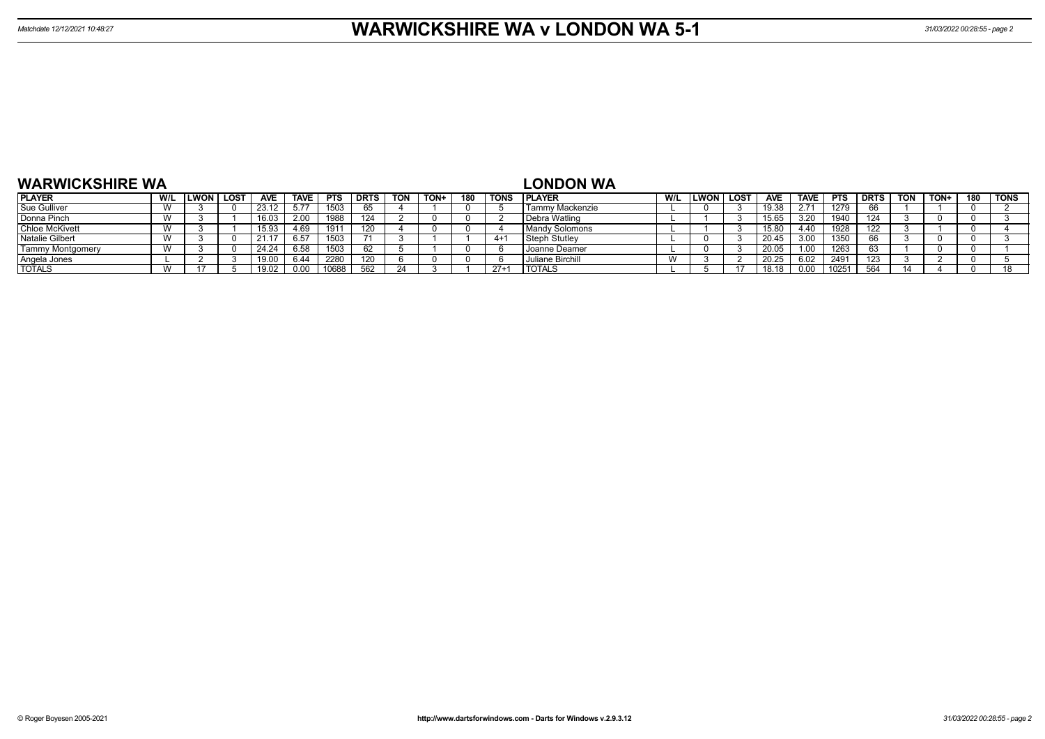# WARWICKSHIRE WA v LONDON WA 5-1

Matchdate 12/12/2021 10:48:27

## WARWICKSHIRE WA

| PLAYER | W/L | LWON | LOST | AVE | TAVE | PTS | DRTS | TON | TON+ | 180 | TONS |
|---|---|---|---|---|---|---|---|---|---|---|---|
| Sue Gulliver | W | 3 | 0 | 23.12 | 5.77 | 1503 | 65 | 4 | 1 | 0 | 5 |
| Donna Pinch | W | 3 | 1 | 16.03 | 2.00 | 1988 | 124 | 2 | 0 | 0 | 2 |
| Chloe McKivett | W | 3 | 1 | 15.93 | 4.69 | 1911 | 120 | 4 | 0 | 0 | 4 |
| Natalie Gilbert | W | 3 | 0 | 21.17 | 6.57 | 1503 | 71 | 3 | 1 | 1 | 4+1 |
| Tammy Montgomery | W | 3 | 0 | 24.24 | 6.58 | 1503 | 62 | 5 | 1 | 0 | 6 |
| Angela Jones | L | 2 | 3 | 19.00 | 6.44 | 2280 | 120 | 6 | 0 | 0 | 6 |
| TOTALS | W | 17 | 5 | 19.02 | 0.00 | 10688 | 562 | 24 | 3 | 1 | 27+1 |

## LONDON WA

| PLAYER | W/L | LWON | LOST | AVE | TAVE | PTS | DRTS | TON | TON+ | 180 | TONS |
|---|---|---|---|---|---|---|---|---|---|---|---|
| Tammy Mackenzie | L | 0 | 3 | 19.38 | 2.71 | 1279 | 66 | 1 | 1 | 0 | 2 |
| Debra Watling | L | 1 | 3 | 15.65 | 3.20 | 1940 | 124 | 3 | 0 | 0 | 3 |
| Mandy Solomons | L | 1 | 3 | 15.80 | 4.40 | 1928 | 122 | 3 | 1 | 0 | 4 |
| Steph Stutley | L | 0 | 3 | 20.45 | 3.00 | 1350 | 66 | 3 | 0 | 0 | 3 |
| Joanne Deamer | L | 0 | 3 | 20.05 | 1.00 | 1263 | 63 | 1 | 0 | 0 | 1 |
| Juliane Birchill | W | 3 | 2 | 20.25 | 6.02 | 2491 | 123 | 3 | 2 | 0 | 5 |
| TOTALS | L | 5 | 17 | 18.18 | 0.00 | 10251 | 564 | 14 | 4 | 0 | 18 |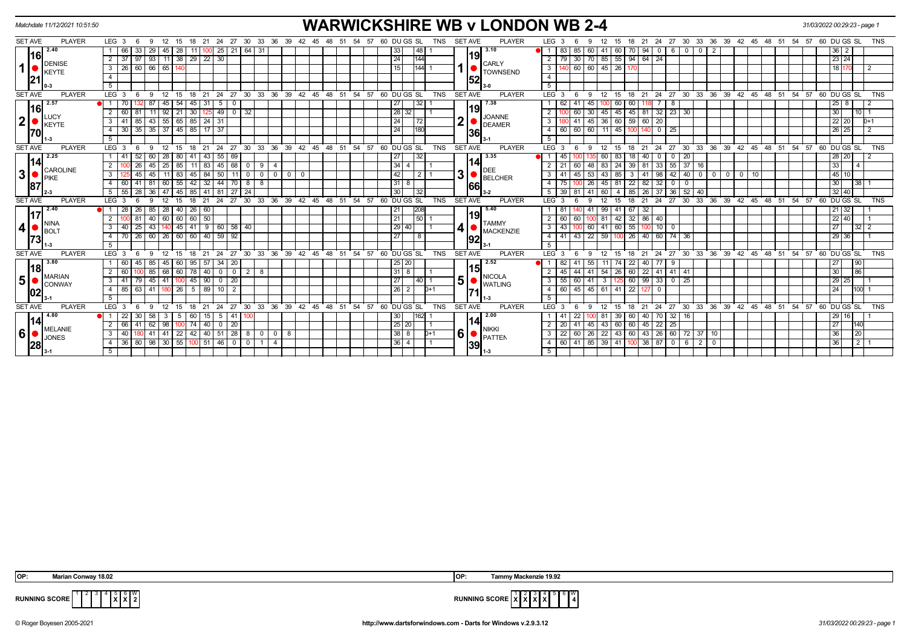Matchdate 11/12/2021 10:51:50

# WARWICKSHIRE WB v LONDON WB 2-4

31/03/2022 00:29:23

## Match 1

**Home: DENISE KEYTE** — Set avg 2.40, Avg 16.21, Result 0-3

| LEG | Scores | DU | GS | SL | TNS |
|---|---|---|---|---|---|
| 1 | 66, 33, 29, 45, 28, 11, 100, 25, 21, 64, 31 | 33 | | 48 | 1 |
| 2 | 37, 97, 93, 11, 38, 29, 22, 30 | 24 | | 144 | |
| 3 | 26, 60, 66, 65, 140 | 15 | | 144 | 1 |

**Away: CARLY TOWNSEND** — Set avg 3.10, Avg 19.52, Result 3-0

| LEG | Scores | DU | GS | SL | TNS |
|---|---|---|---|---|---|
| 1 | 83, 85, 60, 41, 60, 70, 94, 0, 6, 0, 0, 2 | 36 | 2 | | |
| 2 | 79, 30, 70, 85, 55, 94, 64, 24 | 23 | 24 | | |
| 3 | 140, 60, 60, 45, 26, 170 | 18 | 170 | | 2 |

## Match 2

**Home: LUCY KEYTE** — Set avg 2.57, Avg 16.70, Result 1-3

| LEG | Scores | DU | GS | SL | TNS |
|---|---|---|---|---|---|
| 1 | 70, 132, 87, 45, 54, 45, 31, 5, 0 | 27 | | 32 | 1 |
| 2 | 60, 81, 11, 92, 21, 30, 125, 49, 0, 32 | 28 | 32 | | 1 |
| 3 | 41, 85, 43, 55, 65, 85, 24, 31 | 24 | | 72 | |
| 4 | 30, 35, 35, 37, 45, 85, 17, 37 | 24 | | 180 | |

**Away: JOANNE DEAMER** — Set avg 7.38, Avg 19.36, Result 3-1

| LEG | Scores | DU | GS | SL | TNS |
|---|---|---|---|---|---|
| 1 | 62, 41, 45, 100, 60, 60, 118, 7, 8 | 25 | 8 | | 2 |
| 2 | 100, 60, 30, 45, 45, 45, 81, 32, 23, 30 | 30 | | 10 | 1 |
| 3 | 180, 41, 45, 36, 60, 59, 60, 20 | 22 | 20 | | 0+1 |
| 4 | 60, 60, 60, 11, 45, 100, 140, 0, 25 | 26 | 25 | | 2 |

## Match 3

**Home: CAROLINE PIKE** — Set avg 2.25, Avg 14.87, Result 2-3

| LEG | Scores | DU | GS | SL | TNS |
|---|---|---|---|---|---|
| 1 | 41, 52, 60, 28, 80, 41, 43, 55, 69 | 27 | | 32 | |
| 2 | 100, 26, 45, 25, 85, 11, 83, 45, 68, 0, 9, 4 | 34 | 4 | | 1 |
| 3 | 125, 45, 45, 11, 83, 45, 84, 50, 11, 0, 0, 0, 0, 0 | 42 | | 2 | 1 |
| 4 | 60, 41, 81, 60, 55, 42, 32, 44, 70, 8, 8 | 31 | 8 | | |
| 5 | 55, 28, 36, 47, 45, 85, 41, 81, 27, 24 | 30 | | 32 | |

**Away: DEE BELCHER** — Set avg 3.35, Avg 14.66, Result 3-2

| LEG | Scores | DU | GS | SL | TNS |
|---|---|---|---|---|---|
| 1 | 45, 100, 135, 60, 83, 18, 40, 0, 0, 20 | 28 | 20 | | 2 |
| 2 | 21, 60, 48, 83, 24, 39, 81, 33, 55, 37, 16 | 33 | | 4 | |
| 3 | 41, 45, 53, 43, 85, 3, 41, 98, 42, 40, 0, 0, 0, 0, 10 | 45 | 10 | | |
| 4 | 75, 100, 26, 45, 81, 22, 82, 32, 0, 0 | 30 | | 38 | 1 |
| 5 | 39, 81, 41, 60, 4, 85, 26, 37, 36, 52, 40 | 32 | 40 | | |

## Match 4

**Home: NINA BOLT** — Set avg 2.40, Avg 17.73, Result 1-3

| LEG | Scores | DU | GS | SL | TNS |
|---|---|---|---|---|---|
| 1 | 28, 26, 85, 28, 40, 26, 60 | 21 | | 208 | |
| 2 | 100, 81, 40, 60, 60, 60, 50 | 21 | | 50 | 1 |
| 3 | 40, 25, 43, 140, 45, 41, 9, 60, 58, 40 | 29 | 40 | | 1 |
| 4 | 70, 26, 60, 26, 60, 60, 40, 59, 92 | 27 | | 8 | |

**Away: TAMMY MACKENZIE** — Set avg 5.40, Avg 19.92, Result 3-1

| LEG | Scores | DU | GS | SL | TNS |
|---|---|---|---|---|---|
| 1 | 81, 140, 41, 99, 41, 67, 32 | 21 | 32 | | 1 |
| 2 | 60, 60, 100, 81, 42, 32, 86, 40 | 22 | 40 | | 1 |
| 3 | 43, 100, 60, 41, 60, 55, 100, 10, 0 | 27 | | 32 | 2 |
| 4 | 41, 43, 22, 59, 100, 26, 40, 60, 74, 36 | 29 | 36 | | 1 |

## Match 5

**Home: MARIAN CONWAY** — Set avg 3.80, Avg 18.02, Result 3-1

| LEG | Scores | DU | GS | SL | TNS |
|---|---|---|---|---|---|
| 1 | 60, 45, 85, 45, 60, 95, 57, 34, 20 | 25 | 20 | | |
| 2 | 60, 100, 85, 68, 60, 78, 40, 0, 0, 2, 8 | 31 | 8 | | 1 |
| 3 | 41, 79, 45, 41, 100, 45, 90, 0, 20 | 27 | | 40 | 1 |
| 4 | 85, 63, 41, 180, 26, 5, 89, 10, 2 | 26 | 2 | | 0+1 |

**Away: NICOLA WATLING** — Set avg 2.52, Avg 15.71, Result 1-3

| LEG | Scores | DU | GS | SL | TNS |
|---|---|---|---|---|---|
| 1 | 82, 41, 55, 11, 74, 22, 40, 77, 9 | 27 | | 90 | |
| 2 | 45, 44, 41, 54, 26, 60, 22, 41, 41, 41 | 30 | | 86 | |
| 3 | 55, 60, 41, 3, 125, 60, 99, 33, 0, 25 | 29 | 25 | | 1 |
| 4 | 60, 45, 45, 61, 41, 22, 127, 0 | 24 | | 100 | 1 |

## Match 6

**Home: MELANIE JONES** — Set avg 4.80, Avg 14.28, Result 3-1

| LEG | Scores | DU | GS | SL | TNS |
|---|---|---|---|---|---|
| 1 | 22, 30, 58, 3, 5, 60, 15, 5, 41, 100 | 30 | | 162 | 1 |
| 2 | 66, 41, 62, 98, 100, 74, 40, 0, 20 | 25 | 20 | | 1 |
| 3 | 40, 180, 41, 41, 22, 42, 40, 51, 28, 8, 0, 0, 8 | 38 | 8 | | 0+1 |
| 4 | 36, 80, 98, 30, 55, 100, 51, 46, 0, 0, 1, 4 | 36 | 4 | | 1 |

**Away: NIKKI PATTEN** — Set avg 2.00, Avg 14.39, Result 1-3

| LEG | Scores | DU | GS | SL | TNS |
|---|---|---|---|---|---|
| 1 | 41, 22, 100, 81, 39, 60, 40, 70, 32, 16 | 29 | 16 | | 1 |
| 2 | 20, 41, 45, 43, 60, 60, 45, 22, 25 | 27 | | 140 | |
| 3 | 22, 60, 26, 22, 43, 60, 43, 26, 60, 72, 37, 10 | 36 | | 20 | |
| 4 | 60, 41, 85, 39, 41, 100, 38, 87, 0, 6, 2, 0 | 36 | | 2 | 1 |

**OP:** Marian Conway 18.02

**OP:** Tammy Mackenzie 19.92

**RUNNING SCORE** (Home): Legs 5, 6 won — W: 2

**RUNNING SCORE** (Away): Legs 1, 2, 3, 4 won — W: 4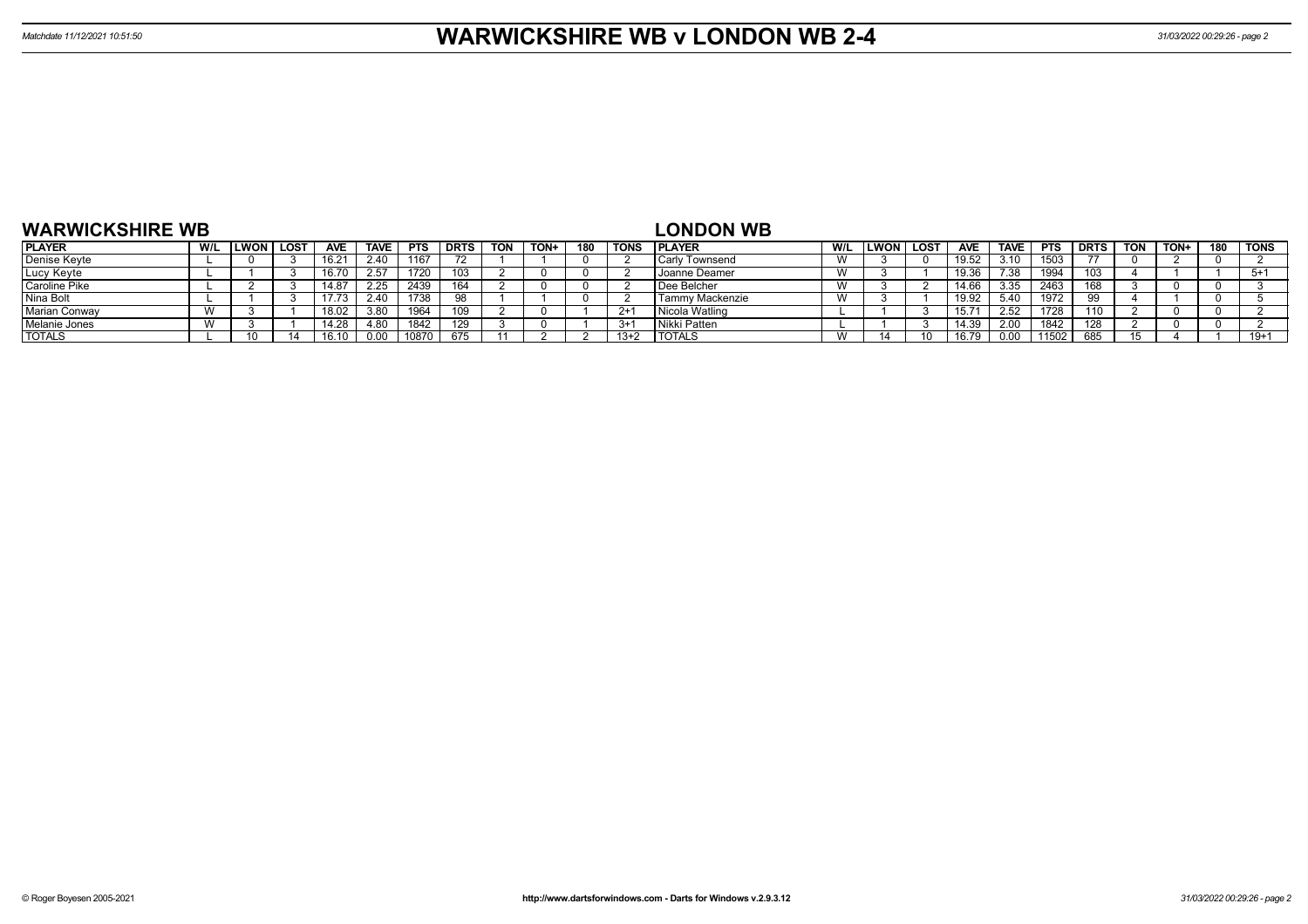# WARWICKSHIRE WB v LONDON WB 2-4

Matchdate 11/12/2021 10:51:50

## WARWICKSHIRE WB

| PLAYER | W/L | LWON | LOST | AVE | TAVE | PTS | DRTS | TON | TON+ | 180 | TONS |
|---|---|---|---|---|---|---|---|---|---|---|---|
| Denise Keyte | L | 0 | 3 | 16.21 | 2.40 | 1167 | 72 | 1 | 1 | 0 | 2 |
| Lucy Keyte | L | 1 | 3 | 16.70 | 2.57 | 1720 | 103 | 2 | 0 | 0 | 2 |
| Caroline Pike | L | 2 | 3 | 14.87 | 2.25 | 2439 | 164 | 2 | 0 | 0 | 2 |
| Nina Bolt | L | 1 | 3 | 17.73 | 2.40 | 1738 | 98 | 1 | 1 | 0 | 2 |
| Marian Conway | W | 3 | 1 | 18.02 | 3.80 | 1964 | 109 | 2 | 0 | 1 | 2+1 |
| Melanie Jones | W | 3 | 1 | 14.28 | 4.80 | 1842 | 129 | 3 | 0 | 1 | 3+1 |
| TOTALS | L | 10 | 14 | 16.10 | 0.00 | 10870 | 675 | 11 | 2 | 2 | 13+2 |

## LONDON WB

| PLAYER | W/L | LWON | LOST | AVE | TAVE | PTS | DRTS | TON | TON+ | 180 | TONS |
|---|---|---|---|---|---|---|---|---|---|---|---|
| Carly Townsend | W | 3 | 0 | 19.52 | 3.10 | 1503 | 77 | 0 | 2 | 0 | 2 |
| Joanne Deamer | W | 3 | 1 | 19.36 | 7.38 | 1994 | 103 | 4 | 1 | 1 | 5+1 |
| Dee Belcher | W | 3 | 2 | 14.66 | 3.35 | 2463 | 168 | 3 | 0 | 0 | 3 |
| Tammy Mackenzie | W | 3 | 1 | 19.92 | 5.40 | 1972 | 99 | 4 | 1 | 0 | 5 |
| Nicola Watling | L | 1 | 3 | 15.71 | 2.52 | 1728 | 110 | 2 | 0 | 0 | 2 |
| Nikki Patten | L | 1 | 3 | 14.39 | 2.00 | 1842 | 128 | 2 | 0 | 0 | 2 |
| TOTALS | W | 14 | 10 | 16.79 | 0.00 | 11502 | 685 | 15 | 4 | 1 | 19+1 |